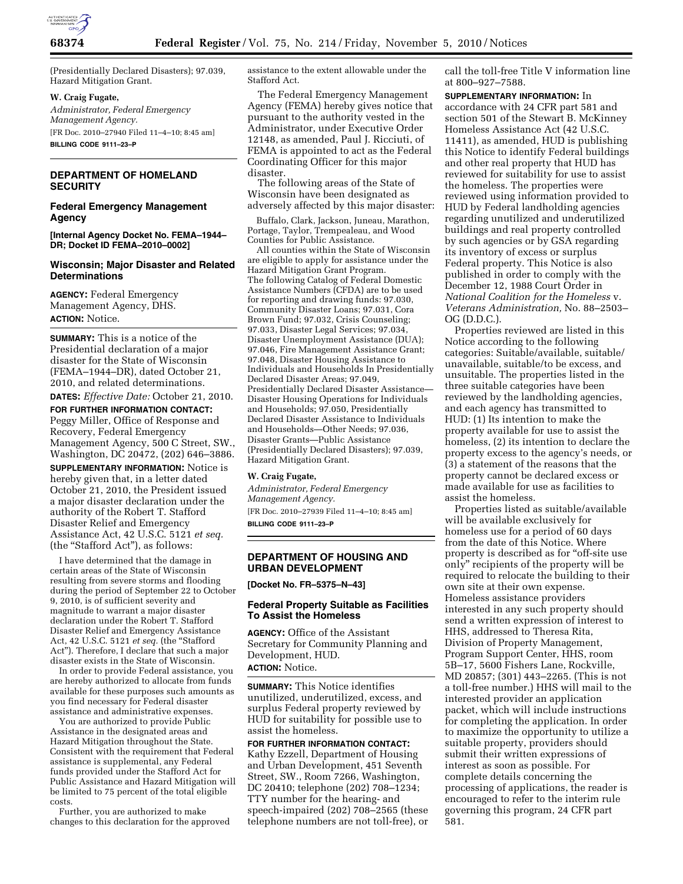(Presidentially Declared Disasters); 97.039, Hazard Mitigation Grant.

**W. Craig Fugate,**

*Administrator, Federal Emergency Management Agency.*

[FR Doc. 2010–27940 Filed 11–4–10; 8:45 am]

**BILLING CODE 9111–23–P**

## DEPARTMENT OF HOMELAND SECURITY

### Federal Emergency Management Agency

**[Internal Agency Docket No. FEMA–1944–DR; Docket ID FEMA–2010–0002]**

### Wisconsin; Major Disaster and Related Determinations

**AGENCY:** Federal Emergency Management Agency, DHS.

**ACTION:** Notice.

**SUMMARY:** This is a notice of the Presidential declaration of a major disaster for the State of Wisconsin (FEMA–1944–DR), dated October 21, 2010, and related determinations.

**DATES:** *Effective Date:* October 21, 2010.

**FOR FURTHER INFORMATION CONTACT:** Peggy Miller, Office of Response and Recovery, Federal Emergency Management Agency, 500 C Street, SW., Washington, DC 20472, (202) 646–3886.

**SUPPLEMENTARY INFORMATION:** Notice is hereby given that, in a letter dated October 21, 2010, the President issued a major disaster declaration under the authority of the Robert T. Stafford Disaster Relief and Emergency Assistance Act, 42 U.S.C. 5121 *et seq.* (the "Stafford Act"), as follows:

I have determined that the damage in certain areas of the State of Wisconsin resulting from severe storms and flooding during the period of September 22 to October 9, 2010, is of sufficient severity and magnitude to warrant a major disaster declaration under the Robert T. Stafford Disaster Relief and Emergency Assistance Act, 42 U.S.C. 5121 *et seq.* (the "Stafford Act"). Therefore, I declare that such a major disaster exists in the State of Wisconsin.

In order to provide Federal assistance, you are hereby authorized to allocate from funds available for these purposes such amounts as you find necessary for Federal disaster assistance and administrative expenses.

You are authorized to provide Public Assistance in the designated areas and Hazard Mitigation throughout the State. Consistent with the requirement that Federal assistance is supplemental, any Federal funds provided under the Stafford Act for Public Assistance and Hazard Mitigation will be limited to 75 percent of the total eligible costs.

Further, you are authorized to make changes to this declaration for the approved assistance to the extent allowable under the Stafford Act.

The Federal Emergency Management Agency (FEMA) hereby gives notice that pursuant to the authority vested in the Administrator, under Executive Order 12148, as amended, Paul J. Ricciuti, of FEMA is appointed to act as the Federal Coordinating Officer for this major disaster.

The following areas of the State of Wisconsin have been designated as adversely affected by this major disaster:

Buffalo, Clark, Jackson, Juneau, Marathon, Portage, Taylor, Trempealeau, and Wood Counties for Public Assistance.

All counties within the State of Wisconsin are eligible to apply for assistance under the Hazard Mitigation Grant Program.

The following Catalog of Federal Domestic Assistance Numbers (CFDA) are to be used for reporting and drawing funds: 97.030, Community Disaster Loans; 97.031, Cora Brown Fund; 97.032, Crisis Counseling; 97.033, Disaster Legal Services; 97.034, Disaster Unemployment Assistance (DUA); 97.046, Fire Management Assistance Grant; 97.048, Disaster Housing Assistance to Individuals and Households In Presidentially Declared Disaster Areas; 97.049, Presidentially Declared Disaster Assistance—Disaster Housing Operations for Individuals and Households; 97.050, Presidentially Declared Disaster Assistance to Individuals and Households—Other Needs; 97.036, Disaster Grants—Public Assistance (Presidentially Declared Disasters); 97.039, Hazard Mitigation Grant.

**W. Craig Fugate,**

*Administrator, Federal Emergency Management Agency.*

[FR Doc. 2010–27939 Filed 11–4–10; 8:45 am]

**BILLING CODE 9111–23–P**

## DEPARTMENT OF HOUSING AND URBAN DEVELOPMENT

**[Docket No. FR–5375–N–43]**

### Federal Property Suitable as Facilities To Assist the Homeless

**AGENCY:** Office of the Assistant Secretary for Community Planning and Development, HUD.

**ACTION:** Notice.

**SUMMARY:** This Notice identifies unutilized, underutilized, excess, and surplus Federal property reviewed by HUD for suitability for possible use to assist the homeless.

**FOR FURTHER INFORMATION CONTACT:** Kathy Ezzell, Department of Housing and Urban Development, 451 Seventh Street, SW., Room 7266, Washington, DC 20410; telephone (202) 708–1234; TTY number for the hearing- and speech-impaired (202) 708–2565 (these telephone numbers are not toll-free), or call the toll-free Title V information line at 800–927–7588.

**SUPPLEMENTARY INFORMATION:** In accordance with 24 CFR part 581 and section 501 of the Stewart B. McKinney Homeless Assistance Act (42 U.S.C. 11411), as amended, HUD is publishing this Notice to identify Federal buildings and other real property that HUD has reviewed for suitability for use to assist the homeless. The properties were reviewed using information provided to HUD by Federal landholding agencies regarding unutilized and underutilized buildings and real property controlled by such agencies or by GSA regarding its inventory of excess or surplus Federal property. This Notice is also published in order to comply with the December 12, 1988 Court Order in *National Coalition for the Homeless* v. *Veterans Administration,* No. 88–2503–OG (D.D.C.).

Properties reviewed are listed in this Notice according to the following categories: Suitable/available, suitable/unavailable, suitable/to be excess, and unsuitable. The properties listed in the three suitable categories have been reviewed by the landholding agencies, and each agency has transmitted to HUD: (1) Its intention to make the property available for use to assist the homeless, (2) its intention to declare the property excess to the agency's needs, or (3) a statement of the reasons that the property cannot be declared excess or made available for use as facilities to assist the homeless.

Properties listed as suitable/available will be available exclusively for homeless use for a period of 60 days from the date of this Notice. Where property is described as for "off-site use only" recipients of the property will be required to relocate the building to their own site at their own expense. Homeless assistance providers interested in any such property should send a written expression of interest to HHS, addressed to Theresa Rita, Division of Property Management, Program Support Center, HHS, room 5B–17, 5600 Fishers Lane, Rockville, MD 20857; (301) 443–2265. (This is not a toll-free number.) HHS will mail to the interested provider an application packet, which will include instructions for completing the application. In order to maximize the opportunity to utilize a suitable property, providers should submit their written expressions of interest as soon as possible. For complete details concerning the processing of applications, the reader is encouraged to refer to the interim rule governing this program, 24 CFR part 581.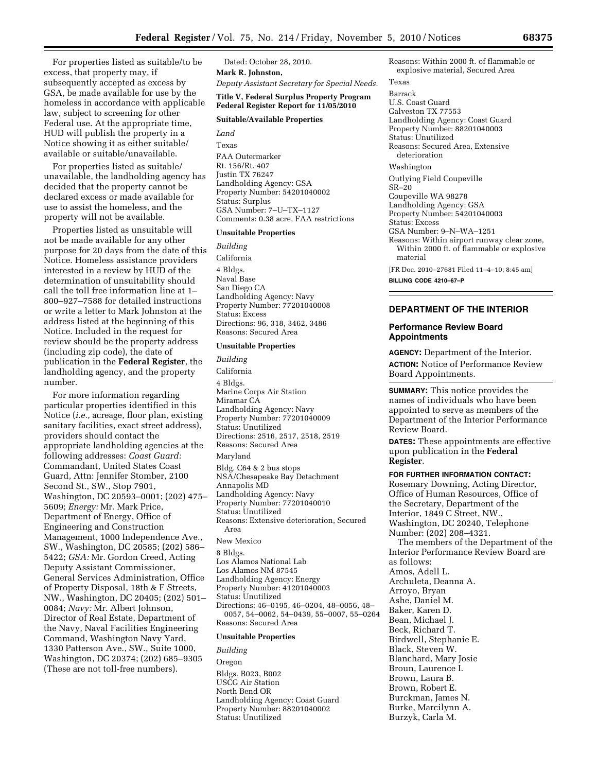For properties listed as suitable/to be excess, that property may, if subsequently accepted as excess by GSA, be made available for use by the homeless in accordance with applicable law, subject to screening for other Federal use. At the appropriate time, HUD will publish the property in a Notice showing it as either suitable/available or suitable/unavailable.

For properties listed as suitable/unavailable, the landholding agency has decided that the property cannot be declared excess or made available for use to assist the homeless, and the property will not be available.

Properties listed as unsuitable will not be made available for any other purpose for 20 days from the date of this Notice. Homeless assistance providers interested in a review by HUD of the determination of unsuitability should call the toll free information line at 1–800–927–7588 for detailed instructions or write a letter to Mark Johnston at the address listed at the beginning of this Notice. Included in the request for review should be the property address (including zip code), the date of publication in the **Federal Register**, the landholding agency, and the property number.

For more information regarding particular properties identified in this Notice (*i.e.,* acreage, floor plan, existing sanitary facilities, exact street address), providers should contact the appropriate landholding agencies at the following addresses: *Coast Guard:* Commandant, United States Coast Guard, Attn: Jennifer Stomber, 2100 Second St., SW., Stop 7901, Washington, DC 20593–0001; (202) 475–5609; *Energy:* Mr. Mark Price, Department of Energy, Office of Engineering and Construction Management, 1000 Independence Ave., SW., Washington, DC 20585; (202) 586–5422; *GSA:* Mr. Gordon Creed, Acting Deputy Assistant Commissioner, General Services Administration, Office of Property Disposal, 18th & F Streets, NW., Washington, DC 20405; (202) 501–0084; *Navy:* Mr. Albert Johnson, Director of Real Estate, Department of the Navy, Naval Facilities Engineering Command, Washington Navy Yard, 1330 Patterson Ave., SW., Suite 1000, Washington, DC 20374; (202) 685–9305 (These are not toll-free numbers).

Dated: October 28, 2010.

**Mark R. Johnston,**

*Deputy Assistant Secretary for Special Needs.*

**Title V, Federal Surplus Property Program Federal Register Report for 11/05/2010**

**Suitable/Available Properties**

*Land*

Texas

FAA Outermarker
Rt. 156/Rt. 407
Justin TX 76247
Landholding Agency: GSA
Property Number: 54201040002
Status: Surplus
GSA Number: 7–U–TX–1127
Comments: 0.38 acre, FAA restrictions

**Unsuitable Properties**

*Building*

California

4 Bldgs.
Naval Base
San Diego CA
Landholding Agency: Navy
Property Number: 77201040008
Status: Excess
Directions: 96, 318, 3462, 3486
Reasons: Secured Area

**Unsuitable Properties**

*Building*

California

4 Bldgs.
Marine Corps Air Station
Miramar CA
Landholding Agency: Navy
Property Number: 77201040009
Status: Unutilized
Directions: 2516, 2517, 2518, 2519
Reasons: Secured Area

Maryland

Bldg. C64 & 2 bus stops
NSA/Chesapeake Bay Detachment
Annapolis MD
Landholding Agency: Navy
Property Number: 77201040010
Status: Unutilized
Reasons: Extensive deterioration, Secured Area

New Mexico

8 Bldgs.
Los Alamos National Lab
Los Alamos NM 87545
Landholding Agency: Energy
Property Number: 41201040003
Status: Unutilized
Directions: 46–0195, 46–0204, 48–0056, 48–0057, 54–0062, 54–0439, 55–0007, 55–0264
Reasons: Secured Area

**Unsuitable Properties**

*Building*

Oregon

Bldgs. B023, B002
USCG Air Station
North Bend OR
Landholding Agency: Coast Guard
Property Number: 88201040002
Status: Unutilized
Reasons: Within 2000 ft. of flammable or explosive material, Secured Area

Texas

Barrack
U.S. Coast Guard
Galveston TX 77553
Landholding Agency: Coast Guard
Property Number: 88201040003
Status: Unutilized
Reasons: Secured Area, Extensive deterioration

Washington

Outlying Field Coupeville
SR–20
Coupeville WA 98278
Landholding Agency: GSA
Property Number: 54201040003
Status: Excess
GSA Number: 9–N–WA–1251
Reasons: Within airport runway clear zone, Within 2000 ft. of flammable or explosive material

[FR Doc. 2010–27681 Filed 11–4–10; 8:45 am]

**BILLING CODE 4210–67–P**

## DEPARTMENT OF THE INTERIOR

### Performance Review Board Appointments

**AGENCY:** Department of the Interior.

**ACTION:** Notice of Performance Review Board Appointments.

**SUMMARY:** This notice provides the names of individuals who have been appointed to serve as members of the Department of the Interior Performance Review Board.

**DATES:** These appointments are effective upon publication in the **Federal Register**.

**FOR FURTHER INFORMATION CONTACT:** Rosemary Downing, Acting Director, Office of Human Resources, Office of the Secretary, Department of the Interior, 1849 C Street, NW., Washington, DC 20240, Telephone Number: (202) 208–4321.

The members of the Department of the Interior Performance Review Board are as follows:

Amos, Adell L.
Archuleta, Deanna A.
Arroyo, Bryan
Ashe, Daniel M.
Baker, Karen D.
Bean, Michael J.
Beck, Richard T.
Birdwell, Stephanie E.
Black, Steven W.
Blanchard, Mary Josie
Broun, Laurence I.
Brown, Laura B.
Brown, Robert E.
Burckman, James N.
Burke, Marcilynn A.
Burzyk, Carla M.